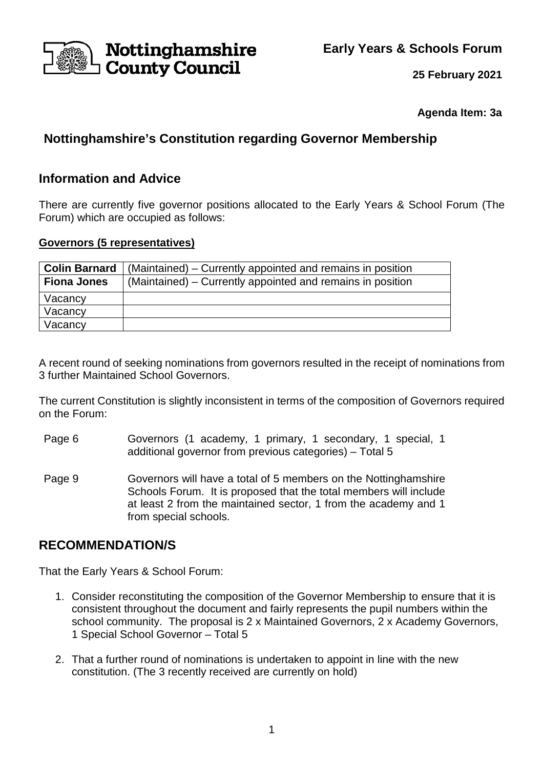Nottinghamshire County Council

**Early Years & Schools Forum**

**25 February 2021**

**Agenda Item: 3a**

# Nottinghamshire's Constitution regarding Governor Membership

## Information and Advice

There are currently five governor positions allocated to the Early Years & School Forum (The Forum) which are occupied as follows:

**Governors (5 representatives)**

| | |
|---|---|
| **Colin Barnard** | (Maintained) – Currently appointed and remains in position |
| **Fiona Jones** | (Maintained) – Currently appointed and remains in position |
| Vacancy | |
| Vacancy | |
| Vacancy | |

A recent round of seeking nominations from governors resulted in the receipt of nominations from 3 further Maintained School Governors.

The current Constitution is slightly inconsistent in terms of the composition of Governors required on the Forum:

Page 6 — Governors (1 academy, 1 primary, 1 secondary, 1 special, 1 additional governor from previous categories) – Total 5

Page 9 — Governors will have a total of 5 members on the Nottinghamshire Schools Forum. It is proposed that the total members will include at least 2 from the maintained sector, 1 from the academy and 1 from special schools.

## RECOMMENDATION/S

That the Early Years & School Forum:

1. Consider reconstituting the composition of the Governor Membership to ensure that it is consistent throughout the document and fairly represents the pupil numbers within the school community. The proposal is 2 x Maintained Governors, 2 x Academy Governors, 1 Special School Governor – Total 5
2. That a further round of nominations is undertaken to appoint in line with the new constitution. (The 3 recently received are currently on hold)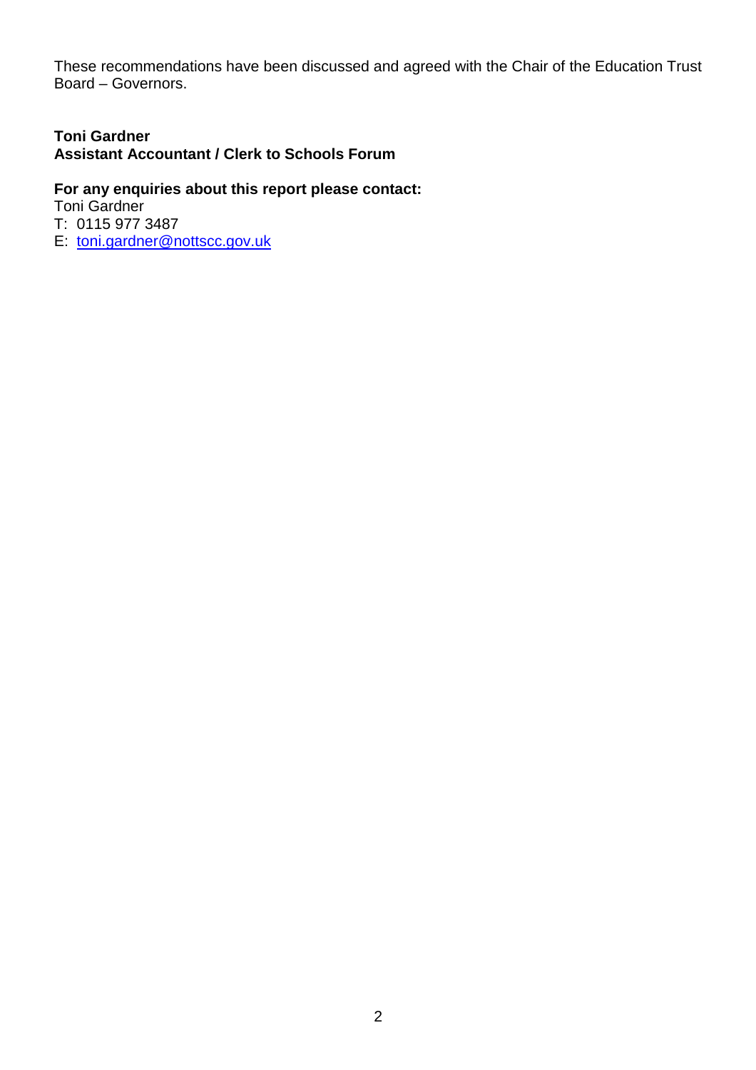These recommendations have been discussed and agreed with the Chair of the Education Trust Board – Governors.

**Toni Gardner**
**Assistant Accountant / Clerk to Schools Forum**

**For any enquiries about this report please contact:**
Toni Gardner
T: 0115 977 3487
E: toni.gardner@nottscc.gov.uk